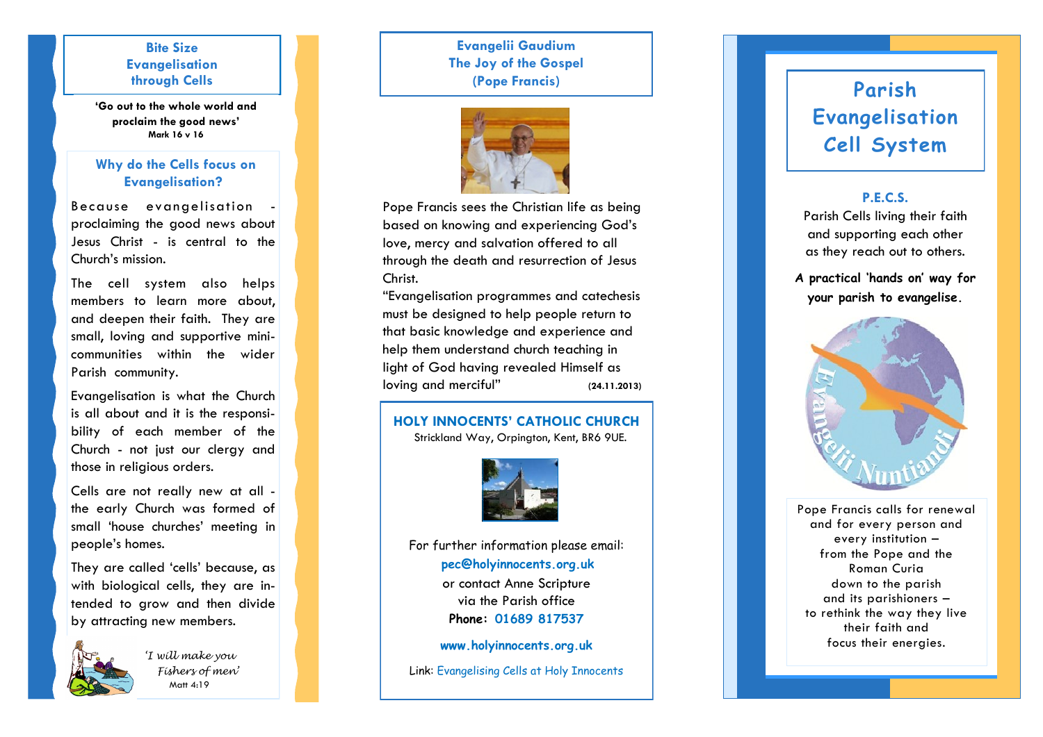## Bite Size Evangelisation through Cells

**'Go out to the whole world and proclaim the good news'**
**Mark 16 v 16**

### Why do the Cells focus on Evangelisation?

Because evangelisation - proclaiming the good news about Jesus Christ - is central to the Church's mission.

The cell system also helps members to learn more about, and deepen their faith. They are small, loving and supportive mini-communities within the wider Parish community.

Evangelisation is what the Church is all about and it is the responsibility of each member of the Church - not just our clergy and those in religious orders.

Cells are not really new at all - the early Church was formed of small 'house churches' meeting in people's homes.

They are called 'cells' because, as with biological cells, they are intended to grow and then divide by attracting new members.

*'I will make you Fishers of men'*
Matt 4:19

## Evangelii Gaudium
## The Joy of the Gospel
## (Pope Francis)

Pope Francis sees the Christian life as being based on knowing and experiencing God's love, mercy and salvation offered to all through the death and resurrection of Jesus Christ.

"Evangelisation programmes and catechesis must be designed to help people return to that basic knowledge and experience and help them understand church teaching in light of God having revealed Himself as loving and merciful" **(24.11.2013)**

### HOLY INNOCENTS' CATHOLIC CHURCH

Strickland Way, Orpington, Kent, BR6 9UE.

For further information please email:
**pec@holyinnocents.org.uk**
or contact Anne Scripture
via the Parish office
**Phone: 01689 817537**

**www.holyinnocents.org.uk**

Link: Evangelising Cells at Holy Innocents

# Parish Evangelisation Cell System

### P.E.C.S.

Parish Cells living their faith and supporting each other as they reach out to others.

***A practical 'hands on' way for your parish to evangelise.***

Evangelii Nuntiandi

Pope Francis calls for renewal and for every person and every institution – from the Pope and the Roman Curia down to the parish and its parishioners – to rethink the way they live their faith and focus their energies.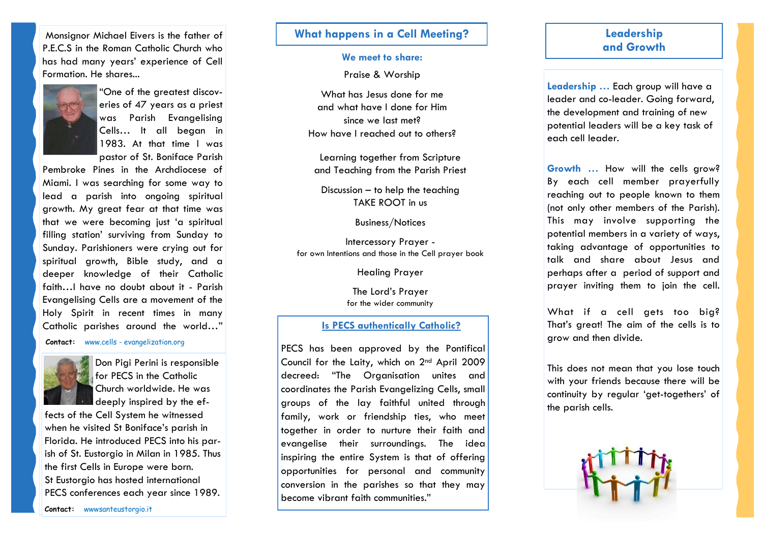Monsignor Michael Eivers is the father of P.E.C.S in the Roman Catholic Church who has had many years' experience of Cell Formation. He shares...

"One of the greatest discoveries of 47 years as a priest was Parish Evangelising Cells… It all began in 1983. At that time I was pastor of St. Boniface Parish Pembroke Pines in the Archdiocese of Miami. I was searching for some way to lead a parish into ongoing spiritual growth. My great fear at that time was that we were becoming just 'a spiritual filling station' surviving from Sunday to Sunday. Parishioners were crying out for spiritual growth, Bible study, and a deeper knowledge of their Catholic faith…I have no doubt about it - Parish Evangelising Cells are a movement of the Holy Spirit in recent times in many Catholic parishes around the world…"

**Contact:** www.cells - evangelization.org

Don Pigi Perini is responsible for PECS in the Catholic Church worldwide. He was deeply inspired by the effects of the Cell System he witnessed when he visited St Boniface's parish in Florida. He introduced PECS into his parish of St. Eustorgio in Milan in 1985. Thus the first Cells in Europe were born.
St Eustorgio has hosted international PECS conferences each year since 1989.

**Contact:** wwwsanteustorgio.it

## What happens in a Cell Meeting?

**We meet to share:**

Praise & Worship

What has Jesus done for me
and what have I done for Him
since we last met?
How have I reached out to others?

Learning together from Scripture
and Teaching from the Parish Priest

Discussion – to help the teaching
TAKE ROOT in us

Business/Notices

Intercessory Prayer -
for own Intentions and those in the Cell prayer book

Healing Prayer

The Lord's Prayer
for the wider community

## Is PECS authentically Catholic?

PECS has been approved by the Pontifical Council for the Laity, which on 2nd April 2009 decreed: "The Organisation unites and coordinates the Parish Evangelizing Cells, small groups of the lay faithful united through family, work or friendship ties, who meet together in order to nurture their faith and evangelise their surroundings. The idea inspiring the entire System is that of offering opportunities for personal and community conversion in the parishes so that they may become vibrant faith communities."

## Leadership and Growth

**Leadership …** Each group will have a leader and co-leader. Going forward, the development and training of new potential leaders will be a key task of each cell leader.

**Growth …** How will the cells grow? By each cell member prayerfully reaching out to people known to them (not only other members of the Parish). This may involve supporting the potential members in a variety of ways, taking advantage of opportunities to talk and share about Jesus and perhaps after a period of support and prayer inviting them to join the cell.

What if a cell gets too big? That's great! The aim of the cells is to grow and then divide.

This does not mean that you lose touch with your friends because there will be continuity by regular 'get-togethers' of the parish cells.